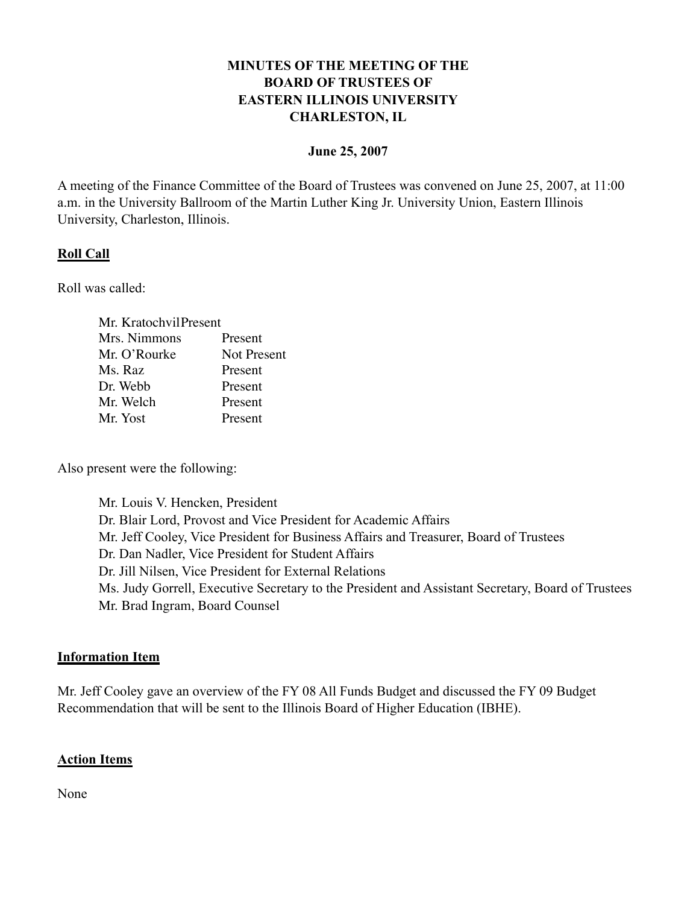**MINUTES OF THE MEETING OF THE**
**BOARD OF TRUSTEES OF**
**EASTERN ILLINOIS UNIVERSITY**
**CHARLESTON, IL**

**June 25, 2007**

A meeting of the Finance Committee of the Board of Trustees was convened on June 25, 2007, at 11:00 a.m. in the University Ballroom of the Martin Luther King Jr. University Union, Eastern Illinois University, Charleston, Illinois.

**Roll Call**

Roll was called:

| | |
|---|---|
| Mr. Kratochvil | Present |
| Mrs. Nimmons | Present |
| Mr. O'Rourke | Not Present |
| Ms. Raz | Present |
| Dr. Webb | Present |
| Mr. Welch | Present |
| Mr. Yost | Present |

Also present were the following:

Mr. Louis V. Hencken, President
Dr. Blair Lord, Provost and Vice President for Academic Affairs
Mr. Jeff Cooley, Vice President for Business Affairs and Treasurer, Board of Trustees
Dr. Dan Nadler, Vice President for Student Affairs
Dr. Jill Nilsen, Vice President for External Relations
Ms. Judy Gorrell, Executive Secretary to the President and Assistant Secretary, Board of Trustees
Mr. Brad Ingram, Board Counsel

**Information Item**

Mr. Jeff Cooley gave an overview of the FY 08 All Funds Budget and discussed the FY 09 Budget Recommendation that will be sent to the Illinois Board of Higher Education (IBHE).

**Action Items**

None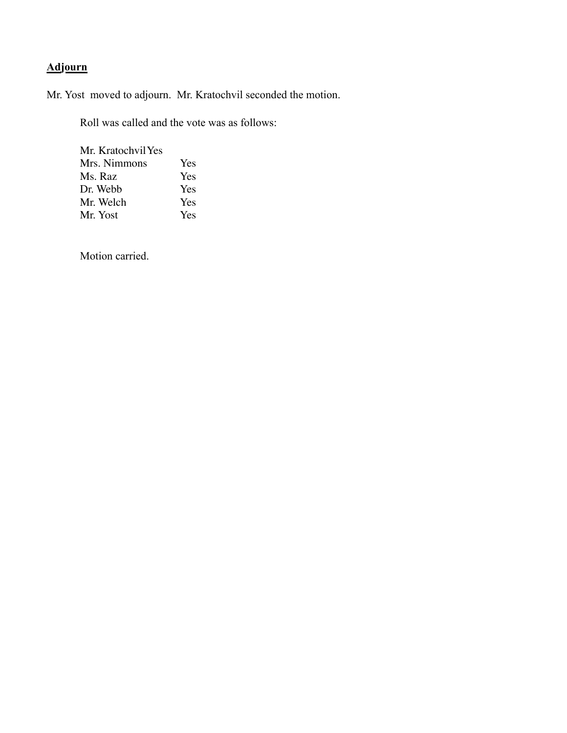**Adjourn**

Mr. Yost moved to adjourn. Mr. Kratochvil seconded the motion.

Roll was called and the vote was as follows:

| | |
|---|---|
| Mr. Kratochvil | Yes |
| Mrs. Nimmons | Yes |
| Ms. Raz | Yes |
| Dr. Webb | Yes |
| Mr. Welch | Yes |
| Mr. Yost | Yes |

Motion carried.